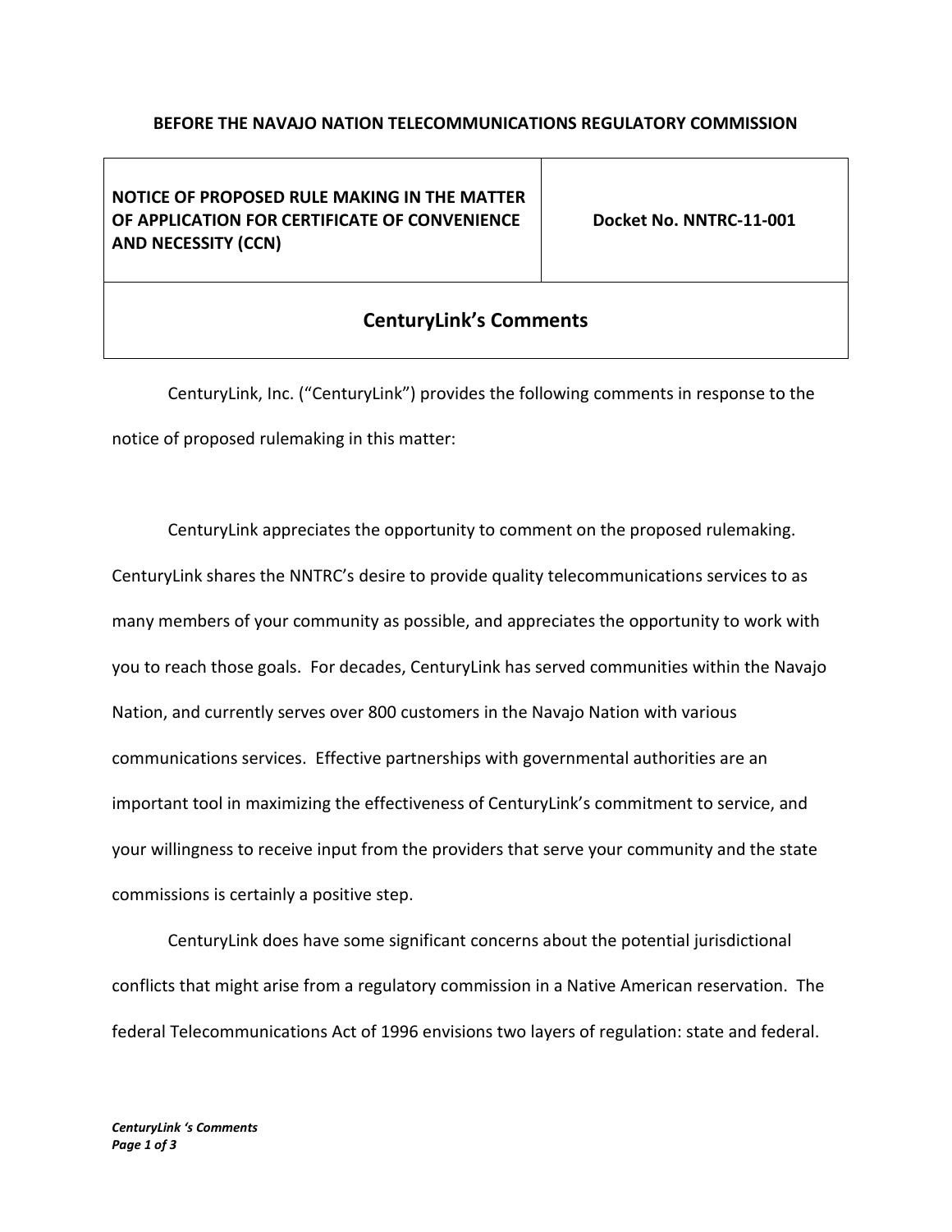**BEFORE THE NAVAJO NATION TELECOMMUNICATIONS REGULATORY COMMISSION**

| **NOTICE OF PROPOSED RULE MAKING IN THE MATTER OF APPLICATION FOR CERTIFICATE OF CONVENIENCE AND NECESSITY (CCN)** | **Docket No. NNTRC-11-001** |
| --- | --- |

## CenturyLink's Comments

CenturyLink, Inc. ("CenturyLink") provides the following comments in response to the notice of proposed rulemaking in this matter:

CenturyLink appreciates the opportunity to comment on the proposed rulemaking. CenturyLink shares the NNTRC's desire to provide quality telecommunications services to as many members of your community as possible, and appreciates the opportunity to work with you to reach those goals. For decades, CenturyLink has served communities within the Navajo Nation, and currently serves over 800 customers in the Navajo Nation with various communications services. Effective partnerships with governmental authorities are an important tool in maximizing the effectiveness of CenturyLink's commitment to service, and your willingness to receive input from the providers that serve your community and the state commissions is certainly a positive step.

CenturyLink does have some significant concerns about the potential jurisdictional conflicts that might arise from a regulatory commission in a Native American reservation. The federal Telecommunications Act of 1996 envisions two layers of regulation: state and federal.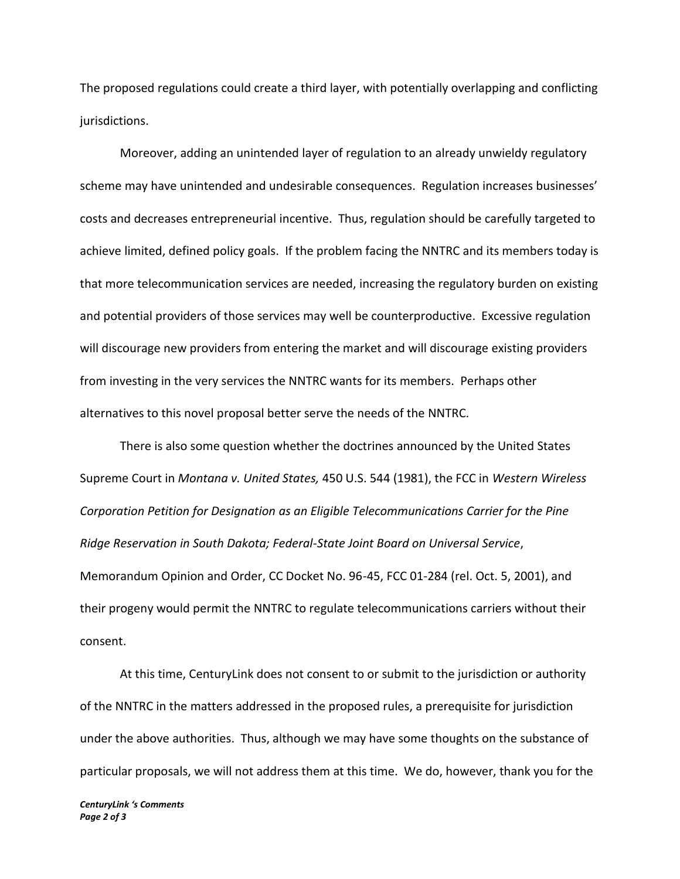The proposed regulations could create a third layer, with potentially overlapping and conflicting jurisdictions.

Moreover, adding an unintended layer of regulation to an already unwieldy regulatory scheme may have unintended and undesirable consequences. Regulation increases businesses' costs and decreases entrepreneurial incentive. Thus, regulation should be carefully targeted to achieve limited, defined policy goals. If the problem facing the NNTRC and its members today is that more telecommunication services are needed, increasing the regulatory burden on existing and potential providers of those services may well be counterproductive. Excessive regulation will discourage new providers from entering the market and will discourage existing providers from investing in the very services the NNTRC wants for its members. Perhaps other alternatives to this novel proposal better serve the needs of the NNTRC.

There is also some question whether the doctrines announced by the United States Supreme Court in *Montana v. United States,* 450 U.S. 544 (1981), the FCC in *Western Wireless Corporation Petition for Designation as an Eligible Telecommunications Carrier for the Pine Ridge Reservation in South Dakota; Federal-State Joint Board on Universal Service*, Memorandum Opinion and Order, CC Docket No. 96-45, FCC 01-284 (rel. Oct. 5, 2001), and their progeny would permit the NNTRC to regulate telecommunications carriers without their consent.

At this time, CenturyLink does not consent to or submit to the jurisdiction or authority of the NNTRC in the matters addressed in the proposed rules, a prerequisite for jurisdiction under the above authorities. Thus, although we may have some thoughts on the substance of particular proposals, we will not address them at this time. We do, however, thank you for the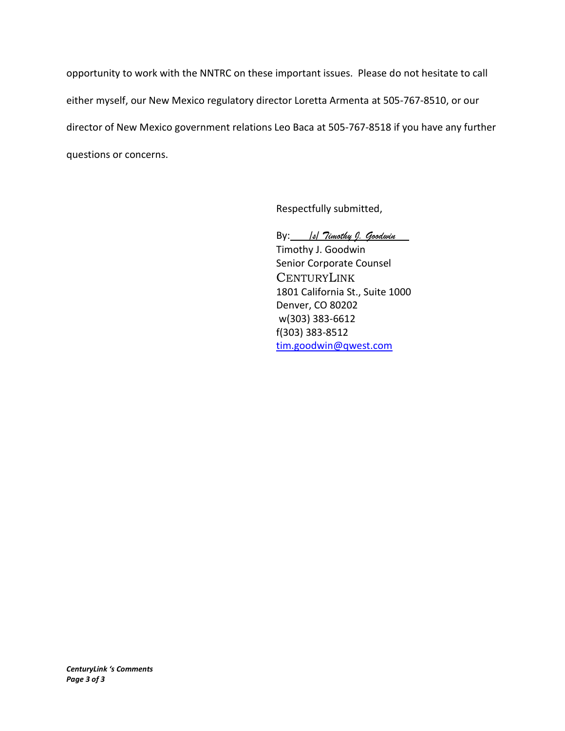opportunity to work with the NNTRC on these important issues. Please do not hesitate to call either myself, our New Mexico regulatory director Loretta Armenta at 505-767-8510, or our director of New Mexico government relations Leo Baca at 505-767-8518 if you have any further questions or concerns.

Respectfully submitted,

By: */s/ Timothy J. Goodwin*
Timothy J. Goodwin
Senior Corporate Counsel
CENTURYLINK
1801 California St., Suite 1000
Denver, CO 80202
w(303) 383-6612
f(303) 383-8512
tim.goodwin@qwest.com